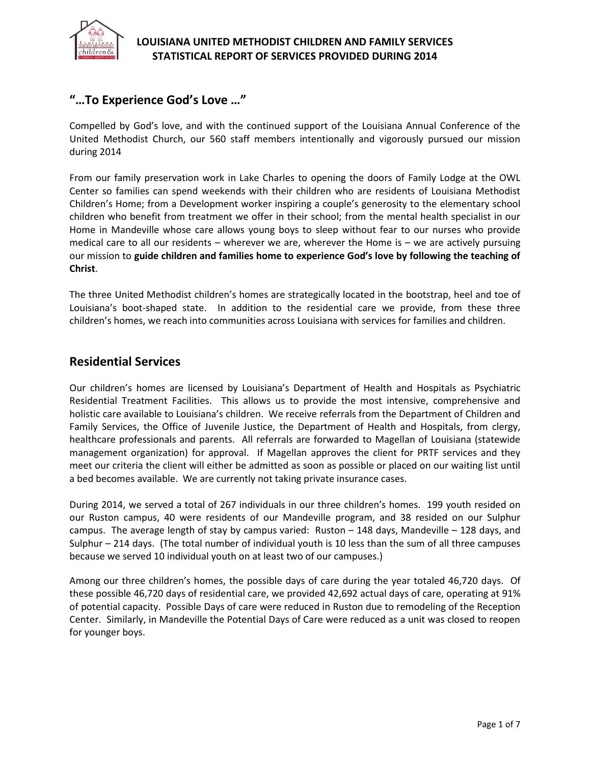# LOUISIANA UNITED METHODIST CHILDREN AND FAMILY SERVICES
# STATISTICAL REPORT OF SERVICES PROVIDED DURING 2014

## "…To Experience God's Love …"

Compelled by God's love, and with the continued support of the Louisiana Annual Conference of the United Methodist Church, our 560 staff members intentionally and vigorously pursued our mission during 2014

From our family preservation work in Lake Charles to opening the doors of Family Lodge at the OWL Center so families can spend weekends with their children who are residents of Louisiana Methodist Children's Home; from a Development worker inspiring a couple's generosity to the elementary school children who benefit from treatment we offer in their school; from the mental health specialist in our Home in Mandeville whose care allows young boys to sleep without fear to our nurses who provide medical care to all our residents – wherever we are, wherever the Home is – we are actively pursuing our mission to **guide children and families home to experience God's love by following the teaching of Christ**.

The three United Methodist children's homes are strategically located in the bootstrap, heel and toe of Louisiana's boot-shaped state. In addition to the residential care we provide, from these three children's homes, we reach into communities across Louisiana with services for families and children.

## Residential Services

Our children's homes are licensed by Louisiana's Department of Health and Hospitals as Psychiatric Residential Treatment Facilities. This allows us to provide the most intensive, comprehensive and holistic care available to Louisiana's children. We receive referrals from the Department of Children and Family Services, the Office of Juvenile Justice, the Department of Health and Hospitals, from clergy, healthcare professionals and parents. All referrals are forwarded to Magellan of Louisiana (statewide management organization) for approval. If Magellan approves the client for PRTF services and they meet our criteria the client will either be admitted as soon as possible or placed on our waiting list until a bed becomes available. We are currently not taking private insurance cases.

During 2014, we served a total of 267 individuals in our three children's homes. 199 youth resided on our Ruston campus, 40 were residents of our Mandeville program, and 38 resided on our Sulphur campus. The average length of stay by campus varied: Ruston – 148 days, Mandeville – 128 days, and Sulphur – 214 days. (The total number of individual youth is 10 less than the sum of all three campuses because we served 10 individual youth on at least two of our campuses.)

Among our three children's homes, the possible days of care during the year totaled 46,720 days. Of these possible 46,720 days of residential care, we provided 42,692 actual days of care, operating at 91% of potential capacity. Possible Days of care were reduced in Ruston due to remodeling of the Reception Center. Similarly, in Mandeville the Potential Days of Care were reduced as a unit was closed to reopen for younger boys.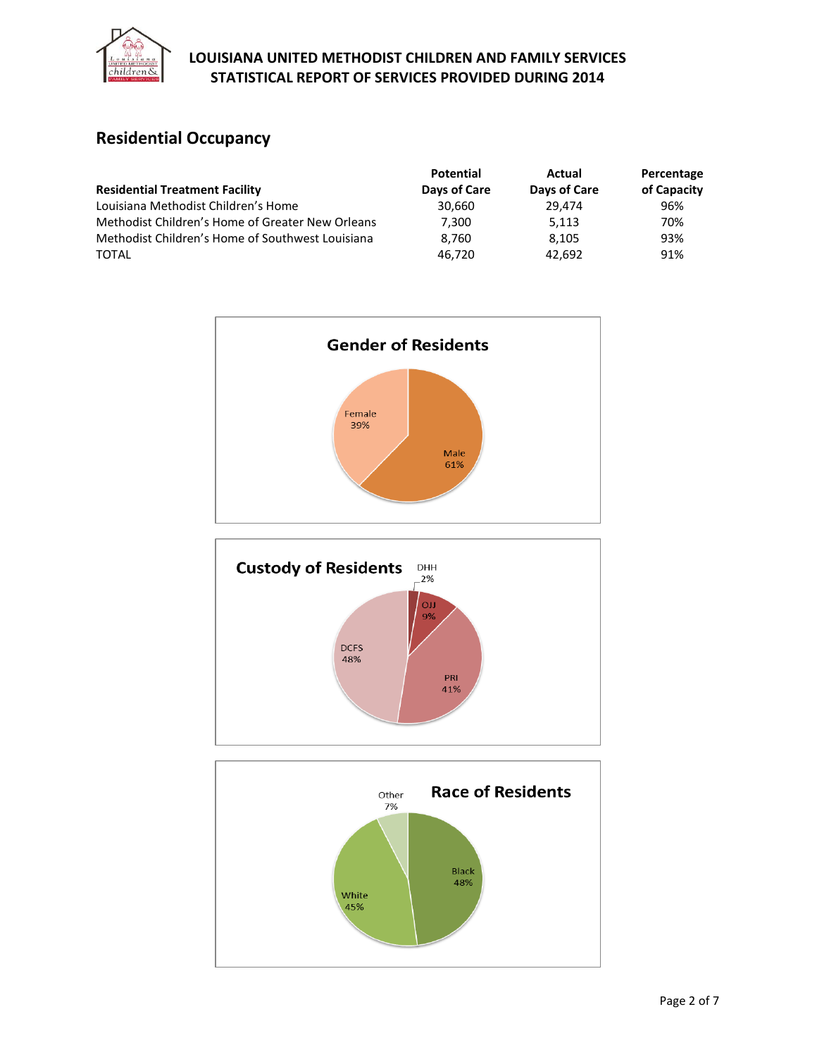# LOUISIANA UNITED METHODIST CHILDREN AND FAMILY SERVICES
## STATISTICAL REPORT OF SERVICES PROVIDED DURING 2014

## Residential Occupancy

| Residential Treatment Facility | Potential Days of Care | Actual Days of Care | Percentage of Capacity |
|---|---|---|---|
| Louisiana Methodist Children's Home | 30,660 | 29,474 | 96% |
| Methodist Children's Home of Greater New Orleans | 7,300 | 5,113 | 70% |
| Methodist Children's Home of Southwest Louisiana | 8,760 | 8,105 | 93% |
| TOTAL | 46,720 | 42,692 | 91% |

**Gender of Residents**

Female 39%, Male 61%

**Custody of Residents**

DHH 2%, OJJ 9%, PRI 41%, DCFS 48%

**Race of Residents**

Other 7%, Black 48%, White 45%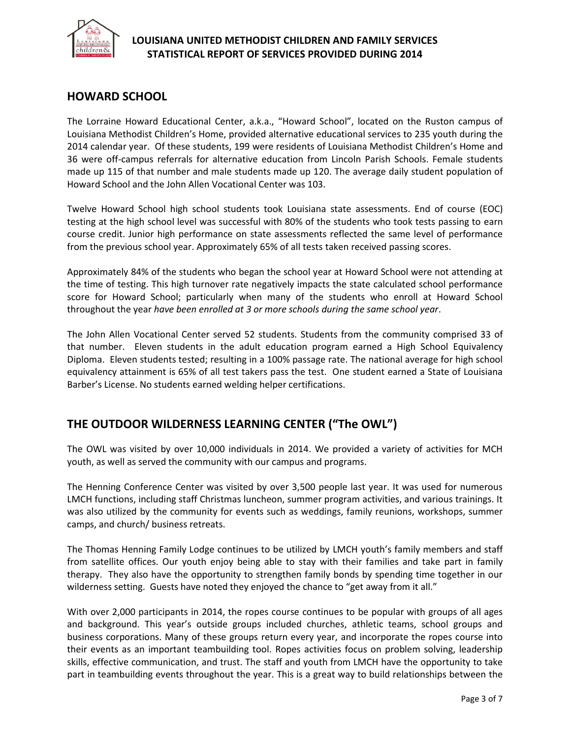## HOWARD SCHOOL

The Lorraine Howard Educational Center, a.k.a., "Howard School", located on the Ruston campus of Louisiana Methodist Children's Home, provided alternative educational services to 235 youth during the 2014 calendar year. Of these students, 199 were residents of Louisiana Methodist Children's Home and 36 were off-campus referrals for alternative education from Lincoln Parish Schools. Female students made up 115 of that number and male students made up 120. The average daily student population of Howard School and the John Allen Vocational Center was 103.

Twelve Howard School high school students took Louisiana state assessments. End of course (EOC) testing at the high school level was successful with 80% of the students who took tests passing to earn course credit. Junior high performance on state assessments reflected the same level of performance from the previous school year. Approximately 65% of all tests taken received passing scores.

Approximately 84% of the students who began the school year at Howard School were not attending at the time of testing. This high turnover rate negatively impacts the state calculated school performance score for Howard School; particularly when many of the students who enroll at Howard School throughout the year *have been enrolled at 3 or more schools during the same school year*.

The John Allen Vocational Center served 52 students. Students from the community comprised 33 of that number. Eleven students in the adult education program earned a High School Equivalency Diploma. Eleven students tested; resulting in a 100% passage rate. The national average for high school equivalency attainment is 65% of all test takers pass the test. One student earned a State of Louisiana Barber's License. No students earned welding helper certifications.

## THE OUTDOOR WILDERNESS LEARNING CENTER ("The OWL")

The OWL was visited by over 10,000 individuals in 2014. We provided a variety of activities for MCH youth, as well as served the community with our campus and programs.

The Henning Conference Center was visited by over 3,500 people last year. It was used for numerous LMCH functions, including staff Christmas luncheon, summer program activities, and various trainings. It was also utilized by the community for events such as weddings, family reunions, workshops, summer camps, and church/ business retreats.

The Thomas Henning Family Lodge continues to be utilized by LMCH youth's family members and staff from satellite offices. Our youth enjoy being able to stay with their families and take part in family therapy. They also have the opportunity to strengthen family bonds by spending time together in our wilderness setting. Guests have noted they enjoyed the chance to "get away from it all."

With over 2,000 participants in 2014, the ropes course continues to be popular with groups of all ages and background. This year's outside groups included churches, athletic teams, school groups and business corporations. Many of these groups return every year, and incorporate the ropes course into their events as an important teambuilding tool. Ropes activities focus on problem solving, leadership skills, effective communication, and trust. The staff and youth from LMCH have the opportunity to take part in teambuilding events throughout the year. This is a great way to build relationships between the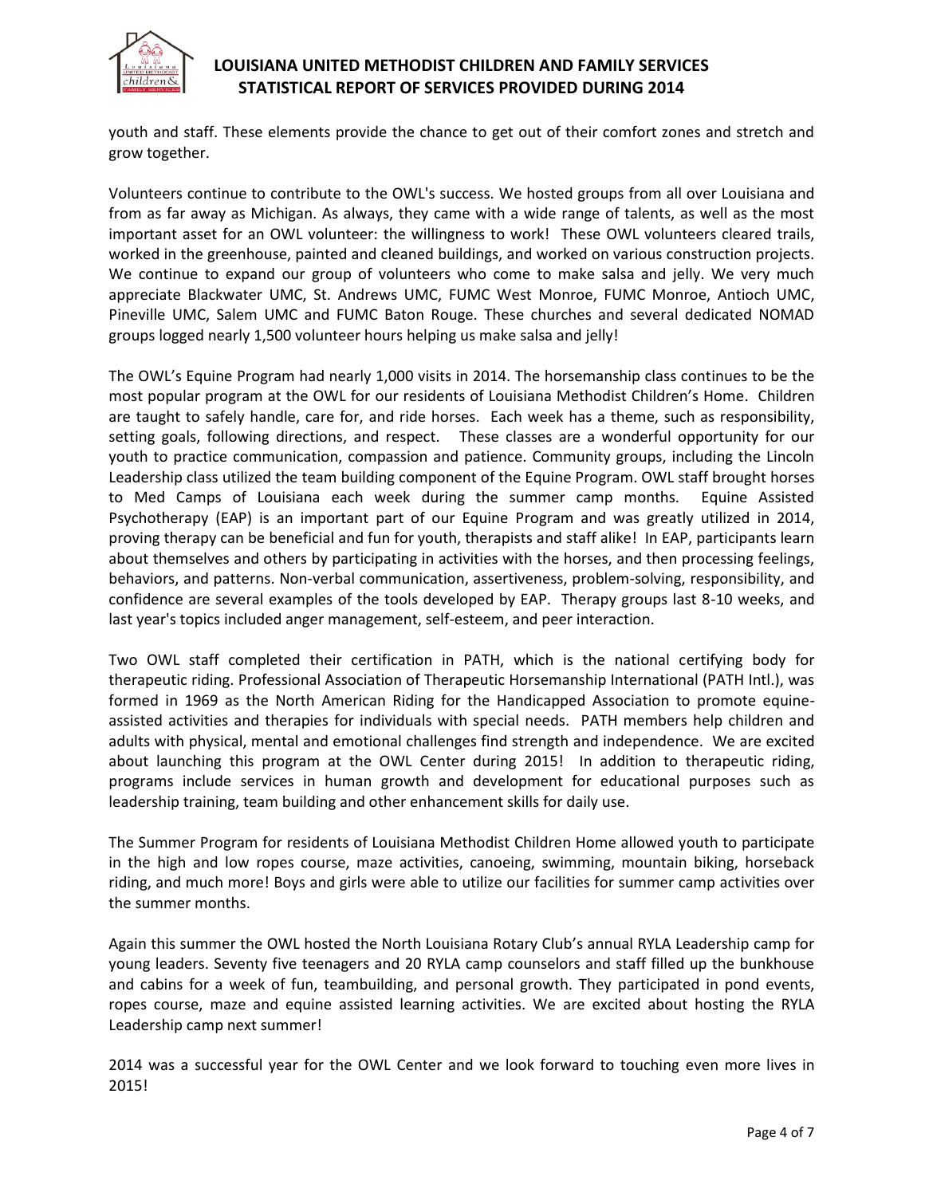youth and staff. These elements provide the chance to get out of their comfort zones and stretch and grow together.

Volunteers continue to contribute to the OWL's success. We hosted groups from all over Louisiana and from as far away as Michigan. As always, they came with a wide range of talents, as well as the most important asset for an OWL volunteer: the willingness to work! These OWL volunteers cleared trails, worked in the greenhouse, painted and cleaned buildings, and worked on various construction projects. We continue to expand our group of volunteers who come to make salsa and jelly. We very much appreciate Blackwater UMC, St. Andrews UMC, FUMC West Monroe, FUMC Monroe, Antioch UMC, Pineville UMC, Salem UMC and FUMC Baton Rouge. These churches and several dedicated NOMAD groups logged nearly 1,500 volunteer hours helping us make salsa and jelly!

The OWL's Equine Program had nearly 1,000 visits in 2014. The horsemanship class continues to be the most popular program at the OWL for our residents of Louisiana Methodist Children's Home. Children are taught to safely handle, care for, and ride horses. Each week has a theme, such as responsibility, setting goals, following directions, and respect. These classes are a wonderful opportunity for our youth to practice communication, compassion and patience. Community groups, including the Lincoln Leadership class utilized the team building component of the Equine Program. OWL staff brought horses to Med Camps of Louisiana each week during the summer camp months. Equine Assisted Psychotherapy (EAP) is an important part of our Equine Program and was greatly utilized in 2014, proving therapy can be beneficial and fun for youth, therapists and staff alike! In EAP, participants learn about themselves and others by participating in activities with the horses, and then processing feelings, behaviors, and patterns. Non-verbal communication, assertiveness, problem-solving, responsibility, and confidence are several examples of the tools developed by EAP. Therapy groups last 8-10 weeks, and last year's topics included anger management, self-esteem, and peer interaction.

Two OWL staff completed their certification in PATH, which is the national certifying body for therapeutic riding. Professional Association of Therapeutic Horsemanship International (PATH Intl.), was formed in 1969 as the North American Riding for the Handicapped Association to promote equine-assisted activities and therapies for individuals with special needs. PATH members help children and adults with physical, mental and emotional challenges find strength and independence. We are excited about launching this program at the OWL Center during 2015! In addition to therapeutic riding, programs include services in human growth and development for educational purposes such as leadership training, team building and other enhancement skills for daily use.

The Summer Program for residents of Louisiana Methodist Children Home allowed youth to participate in the high and low ropes course, maze activities, canoeing, swimming, mountain biking, horseback riding, and much more! Boys and girls were able to utilize our facilities for summer camp activities over the summer months.

Again this summer the OWL hosted the North Louisiana Rotary Club's annual RYLA Leadership camp for young leaders. Seventy five teenagers and 20 RYLA camp counselors and staff filled up the bunkhouse and cabins for a week of fun, teambuilding, and personal growth. They participated in pond events, ropes course, maze and equine assisted learning activities. We are excited about hosting the RYLA Leadership camp next summer!

2014 was a successful year for the OWL Center and we look forward to touching even more lives in 2015!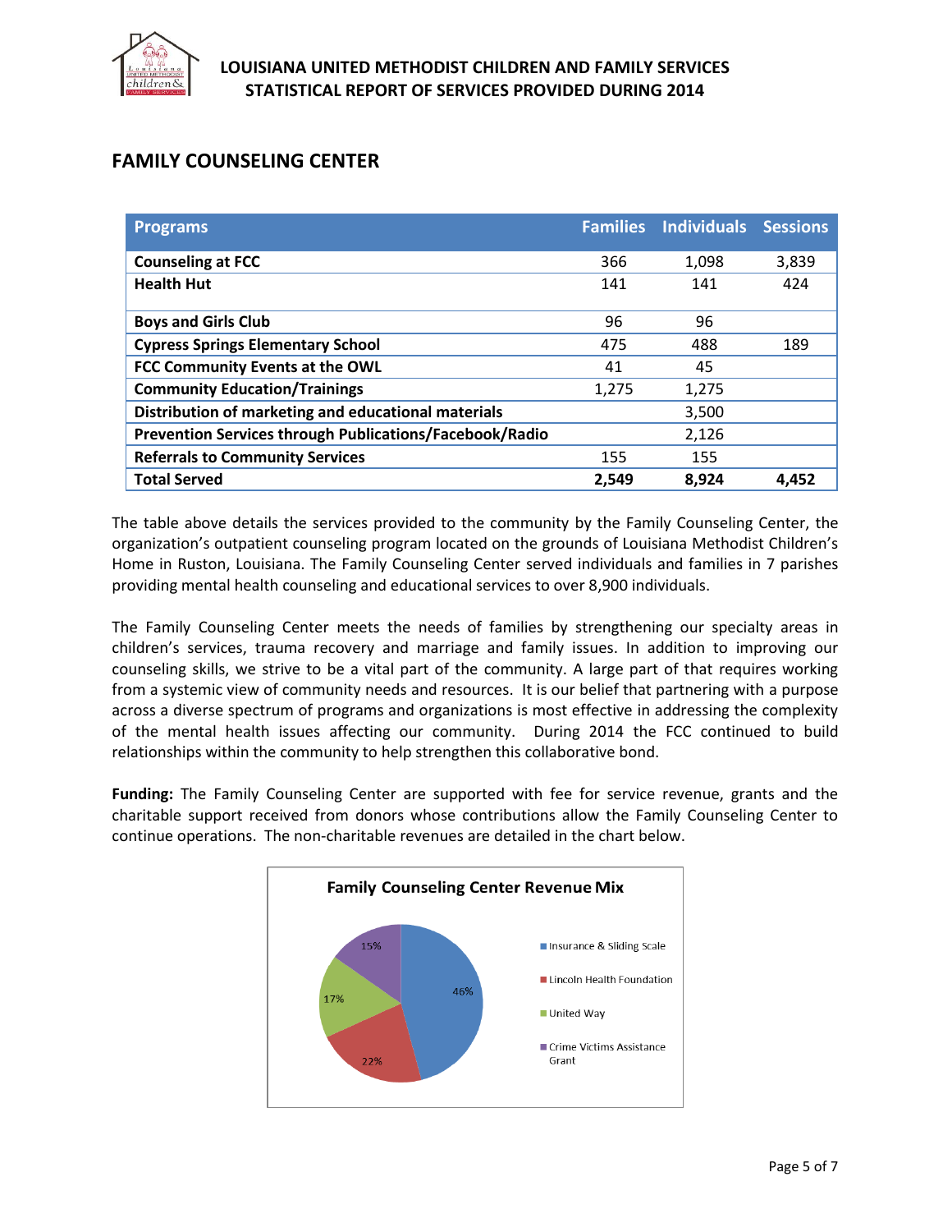# LOUISIANA UNITED METHODIST CHILDREN AND FAMILY SERVICES
# STATISTICAL REPORT OF SERVICES PROVIDED DURING 2014

## FAMILY COUNSELING CENTER

| Programs | Families | Individuals | Sessions |
|---|---|---|---|
| **Counseling at FCC** | 366 | 1,098 | 3,839 |
| **Health Hut** | 141 | 141 | 424 |
| **Boys and Girls Club** | 96 | 96 | |
| **Cypress Springs Elementary School** | 475 | 488 | 189 |
| **FCC Community Events at the OWL** | 41 | 45 | |
| **Community Education/Trainings** | 1,275 | 1,275 | |
| **Distribution of marketing and educational materials** | | 3,500 | |
| **Prevention Services through Publications/Facebook/Radio** | | 2,126 | |
| **Referrals to Community Services** | 155 | 155 | |
| **Total Served** | **2,549** | **8,924** | **4,452** |

The table above details the services provided to the community by the Family Counseling Center, the organization's outpatient counseling program located on the grounds of Louisiana Methodist Children's Home in Ruston, Louisiana. The Family Counseling Center served individuals and families in 7 parishes providing mental health counseling and educational services to over 8,900 individuals.

The Family Counseling Center meets the needs of families by strengthening our specialty areas in children's services, trauma recovery and marriage and family issues. In addition to improving our counseling skills, we strive to be a vital part of the community. A large part of that requires working from a systemic view of community needs and resources. It is our belief that partnering with a purpose across a diverse spectrum of programs and organizations is most effective in addressing the complexity of the mental health issues affecting our community. During 2014 the FCC continued to build relationships within the community to help strengthen this collaborative bond.

**Funding:** The Family Counseling Center are supported with fee for service revenue, grants and the charitable support received from donors whose contributions allow the Family Counseling Center to continue operations. The non-charitable revenues are detailed in the chart below.

**Family Counseling Center Revenue Mix**

| Source | Percentage |
|---|---|
| Insurance & Sliding Scale | 46% |
| Lincoln Health Foundation | 22% |
| United Way | 17% |
| Crime Victims Assistance Grant | 15% |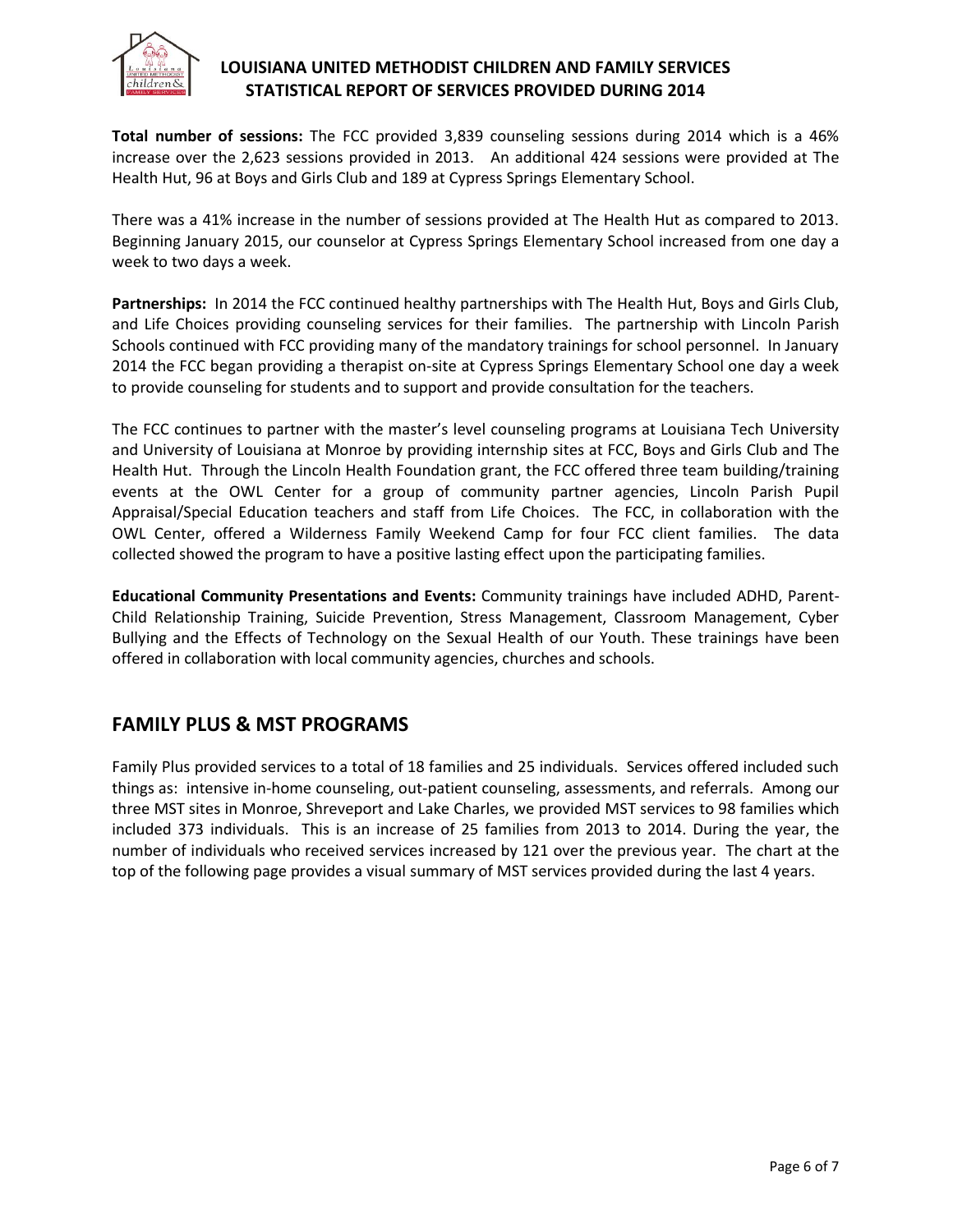**Total number of sessions:** The FCC provided 3,839 counseling sessions during 2014 which is a 46% increase over the 2,623 sessions provided in 2013. An additional 424 sessions were provided at The Health Hut, 96 at Boys and Girls Club and 189 at Cypress Springs Elementary School.

There was a 41% increase in the number of sessions provided at The Health Hut as compared to 2013. Beginning January 2015, our counselor at Cypress Springs Elementary School increased from one day a week to two days a week.

**Partnerships:** In 2014 the FCC continued healthy partnerships with The Health Hut, Boys and Girls Club, and Life Choices providing counseling services for their families. The partnership with Lincoln Parish Schools continued with FCC providing many of the mandatory trainings for school personnel. In January 2014 the FCC began providing a therapist on-site at Cypress Springs Elementary School one day a week to provide counseling for students and to support and provide consultation for the teachers.

The FCC continues to partner with the master's level counseling programs at Louisiana Tech University and University of Louisiana at Monroe by providing internship sites at FCC, Boys and Girls Club and The Health Hut. Through the Lincoln Health Foundation grant, the FCC offered three team building/training events at the OWL Center for a group of community partner agencies, Lincoln Parish Pupil Appraisal/Special Education teachers and staff from Life Choices. The FCC, in collaboration with the OWL Center, offered a Wilderness Family Weekend Camp for four FCC client families. The data collected showed the program to have a positive lasting effect upon the participating families.

**Educational Community Presentations and Events:** Community trainings have included ADHD, Parent-Child Relationship Training, Suicide Prevention, Stress Management, Classroom Management, Cyber Bullying and the Effects of Technology on the Sexual Health of our Youth. These trainings have been offered in collaboration with local community agencies, churches and schools.

## FAMILY PLUS & MST PROGRAMS

Family Plus provided services to a total of 18 families and 25 individuals. Services offered included such things as: intensive in-home counseling, out-patient counseling, assessments, and referrals. Among our three MST sites in Monroe, Shreveport and Lake Charles, we provided MST services to 98 families which included 373 individuals. This is an increase of 25 families from 2013 to 2014. During the year, the number of individuals who received services increased by 121 over the previous year. The chart at the top of the following page provides a visual summary of MST services provided during the last 4 years.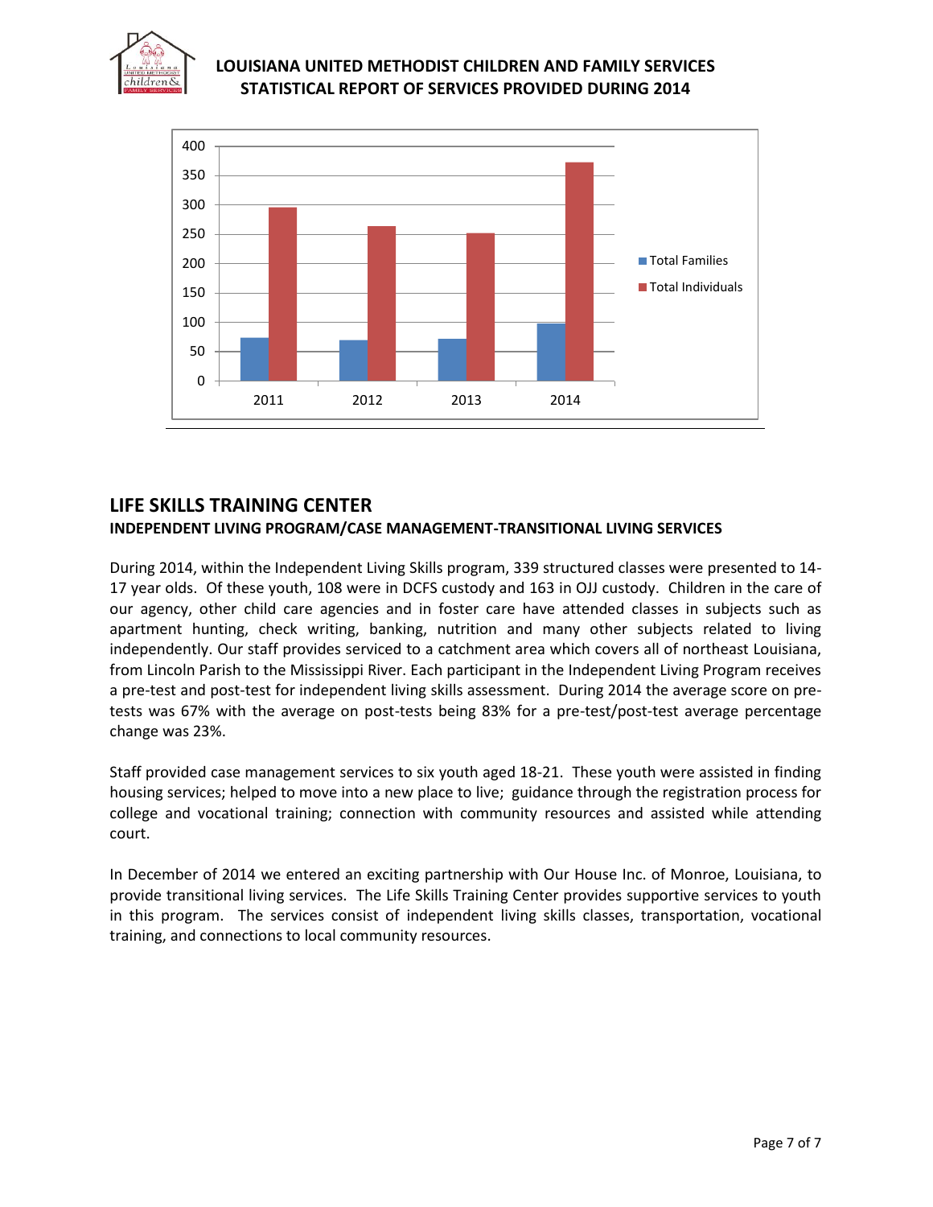400
350
300
250
200
150
100
50
0

2011
2012
2013
2014

Total Families
Total Individuals

## LIFE SKILLS TRAINING CENTER

### INDEPENDENT LIVING PROGRAM/CASE MANAGEMENT-TRANSITIONAL LIVING SERVICES

During 2014, within the Independent Living Skills program, 339 structured classes were presented to 14-17 year olds. Of these youth, 108 were in DCFS custody and 163 in OJJ custody. Children in the care of our agency, other child care agencies and in foster care have attended classes in subjects such as apartment hunting, check writing, banking, nutrition and many other subjects related to living independently. Our staff provides serviced to a catchment area which covers all of northeast Louisiana, from Lincoln Parish to the Mississippi River. Each participant in the Independent Living Program receives a pre-test and post-test for independent living skills assessment. During 2014 the average score on pre-tests was 67% with the average on post-tests being 83% for a pre-test/post-test average percentage change was 23%.

Staff provided case management services to six youth aged 18-21. These youth were assisted in finding housing services; helped to move into a new place to live; guidance through the registration process for college and vocational training; connection with community resources and assisted while attending court.

In December of 2014 we entered an exciting partnership with Our House Inc. of Monroe, Louisiana, to provide transitional living services. The Life Skills Training Center provides supportive services to youth in this program. The services consist of independent living skills classes, transportation, vocational training, and connections to local community resources.